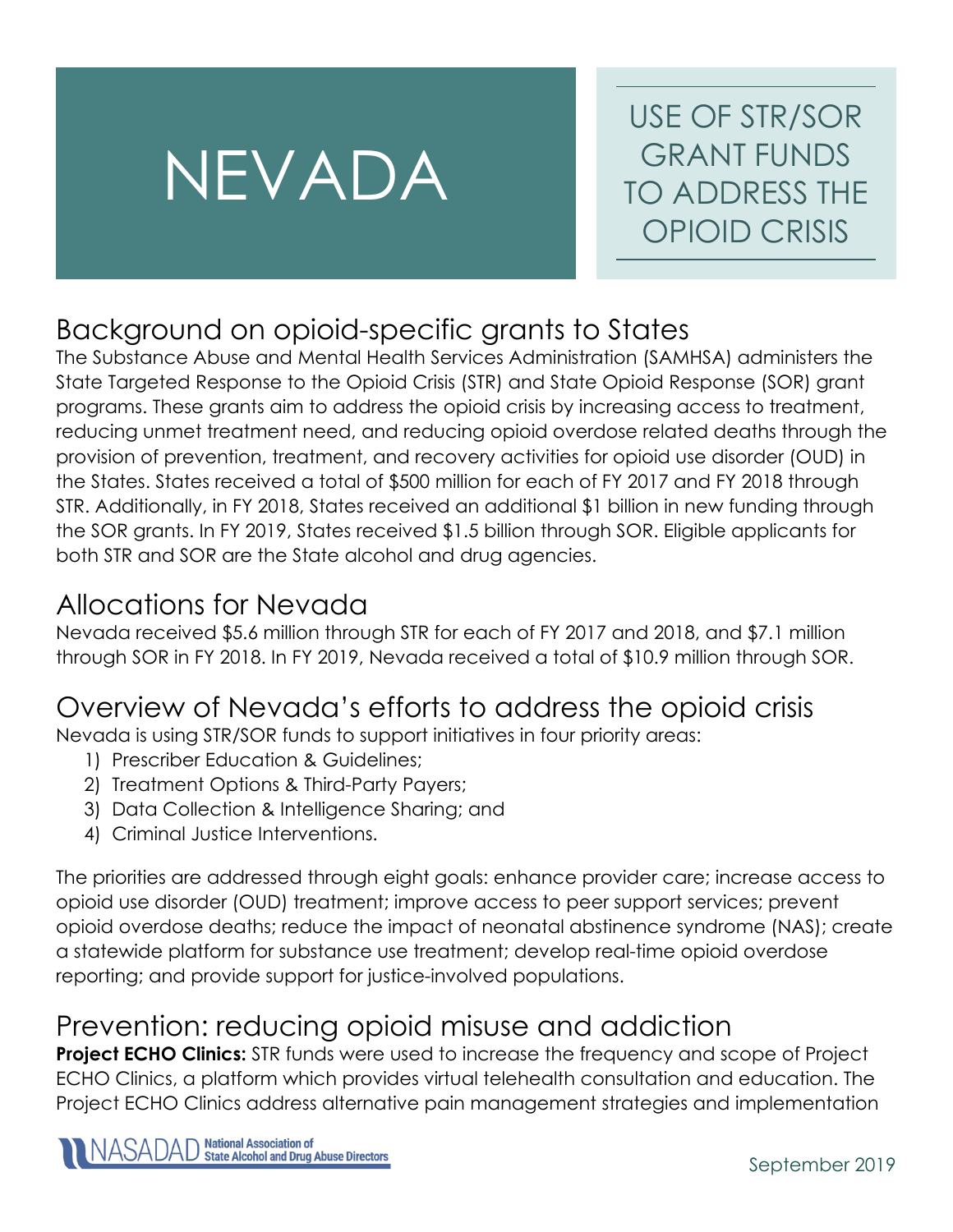# NEVADA

## USE OF STR/SOR GRANT FUNDS TO ADDRESS THE OPIOID CRISIS

## Background on opioid-specific grants to States

The Substance Abuse and Mental Health Services Administration (SAMHSA) administers the State Targeted Response to the Opioid Crisis (STR) and State Opioid Response (SOR) grant programs. These grants aim to address the opioid crisis by increasing access to treatment, reducing unmet treatment need, and reducing opioid overdose related deaths through the provision of prevention, treatment, and recovery activities for opioid use disorder (OUD) in the States. States received a total of $500 million for each of FY 2017 and FY 2018 through STR. Additionally, in FY 2018, States received an additional $1 billion in new funding through the SOR grants. In FY 2019, States received $1.5 billion through SOR. Eligible applicants for both STR and SOR are the State alcohol and drug agencies.

## Allocations for Nevada

Nevada received $5.6 million through STR for each of FY 2017 and 2018, and $7.1 million through SOR in FY 2018. In FY 2019, Nevada received a total of $10.9 million through SOR.

## Overview of Nevada's efforts to address the opioid crisis

Nevada is using STR/SOR funds to support initiatives in four priority areas:

1) Prescriber Education & Guidelines;
2) Treatment Options & Third-Party Payers;
3) Data Collection & Intelligence Sharing; and
4) Criminal Justice Interventions.

The priorities are addressed through eight goals: enhance provider care; increase access to opioid use disorder (OUD) treatment; improve access to peer support services; prevent opioid overdose deaths; reduce the impact of neonatal abstinence syndrome (NAS); create a statewide platform for substance use treatment; develop real-time opioid overdose reporting; and provide support for justice-involved populations.

## Prevention: reducing opioid misuse and addiction

**Project ECHO Clinics:** STR funds were used to increase the frequency and scope of Project ECHO Clinics, a platform which provides virtual telehealth consultation and education. The Project ECHO Clinics address alternative pain management strategies and implementation

NASADAD National Association of State Alcohol and Drug Abuse Directors

September 2019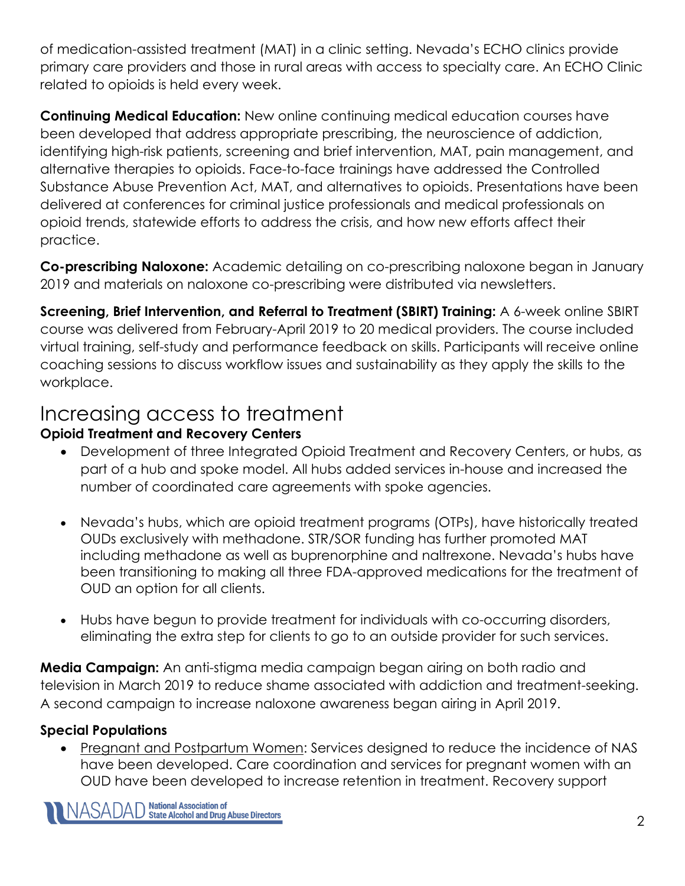of medication-assisted treatment (MAT) in a clinic setting. Nevada's ECHO clinics provide primary care providers and those in rural areas with access to specialty care. An ECHO Clinic related to opioids is held every week.

**Continuing Medical Education:** New online continuing medical education courses have been developed that address appropriate prescribing, the neuroscience of addiction, identifying high-risk patients, screening and brief intervention, MAT, pain management, and alternative therapies to opioids. Face-to-face trainings have addressed the Controlled Substance Abuse Prevention Act, MAT, and alternatives to opioids. Presentations have been delivered at conferences for criminal justice professionals and medical professionals on opioid trends, statewide efforts to address the crisis, and how new efforts affect their practice.

**Co-prescribing Naloxone:** Academic detailing on co-prescribing naloxone began in January 2019 and materials on naloxone co-prescribing were distributed via newsletters.

**Screening, Brief Intervention, and Referral to Treatment (SBIRT) Training:** A 6-week online SBIRT course was delivered from February-April 2019 to 20 medical providers. The course included virtual training, self-study and performance feedback on skills. Participants will receive online coaching sessions to discuss workflow issues and sustainability as they apply the skills to the workplace.

# Increasing access to treatment

**Opioid Treatment and Recovery Centers**

- Development of three Integrated Opioid Treatment and Recovery Centers, or hubs, as part of a hub and spoke model. All hubs added services in-house and increased the number of coordinated care agreements with spoke agencies.

- Nevada's hubs, which are opioid treatment programs (OTPs), have historically treated OUDs exclusively with methadone. STR/SOR funding has further promoted MAT including methadone as well as buprenorphine and naltrexone. Nevada's hubs have been transitioning to making all three FDA-approved medications for the treatment of OUD an option for all clients.

- Hubs have begun to provide treatment for individuals with co-occurring disorders, eliminating the extra step for clients to go to an outside provider for such services.

**Media Campaign:** An anti-stigma media campaign began airing on both radio and television in March 2019 to reduce shame associated with addiction and treatment-seeking. A second campaign to increase naloxone awareness began airing in April 2019.

**Special Populations**

- Pregnant and Postpartum Women: Services designed to reduce the incidence of NAS have been developed. Care coordination and services for pregnant women with an OUD have been developed to increase retention in treatment. Recovery support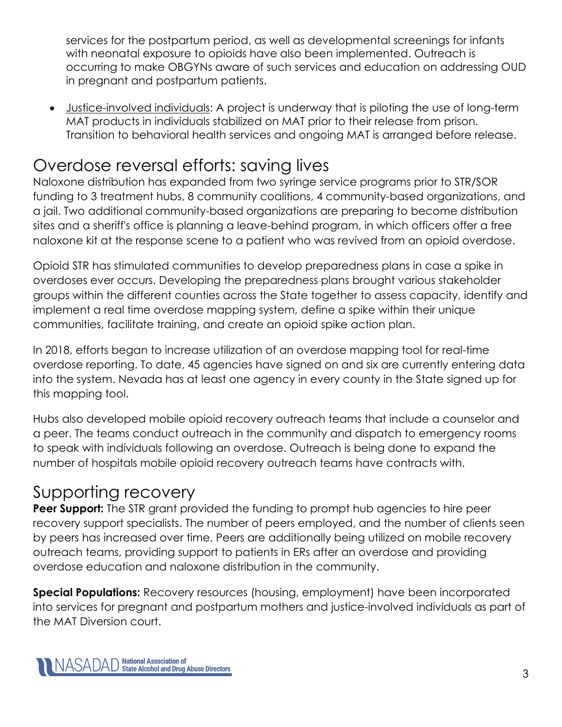services for the postpartum period, as well as developmental screenings for infants with neonatal exposure to opioids have also been implemented. Outreach is occurring to make OBGYNs aware of such services and education on addressing OUD in pregnant and postpartum patients.

- Justice-involved individuals: A project is underway that is piloting the use of long-term MAT products in individuals stabilized on MAT prior to their release from prison. Transition to behavioral health services and ongoing MAT is arranged before release.

# Overdose reversal efforts: saving lives

Naloxone distribution has expanded from two syringe service programs prior to STR/SOR funding to 3 treatment hubs, 8 community coalitions, 4 community-based organizations, and a jail. Two additional community-based organizations are preparing to become distribution sites and a sheriff's office is planning a leave-behind program, in which officers offer a free naloxone kit at the response scene to a patient who was revived from an opioid overdose.

Opioid STR has stimulated communities to develop preparedness plans in case a spike in overdoses ever occurs. Developing the preparedness plans brought various stakeholder groups within the different counties across the State together to assess capacity, identify and implement a real time overdose mapping system, define a spike within their unique communities, facilitate training, and create an opioid spike action plan.

In 2018, efforts began to increase utilization of an overdose mapping tool for real-time overdose reporting. To date, 45 agencies have signed on and six are currently entering data into the system. Nevada has at least one agency in every county in the State signed up for this mapping tool.

Hubs also developed mobile opioid recovery outreach teams that include a counselor and a peer. The teams conduct outreach in the community and dispatch to emergency rooms to speak with individuals following an overdose. Outreach is being done to expand the number of hospitals mobile opioid recovery outreach teams have contracts with.

# Supporting recovery

**Peer Support:** The STR grant provided the funding to prompt hub agencies to hire peer recovery support specialists. The number of peers employed, and the number of clients seen by peers has increased over time. Peers are additionally being utilized on mobile recovery outreach teams, providing support to patients in ERs after an overdose and providing overdose education and naloxone distribution in the community.

**Special Populations:** Recovery resources (housing, employment) have been incorporated into services for pregnant and postpartum mothers and justice-involved individuals as part of the MAT Diversion court.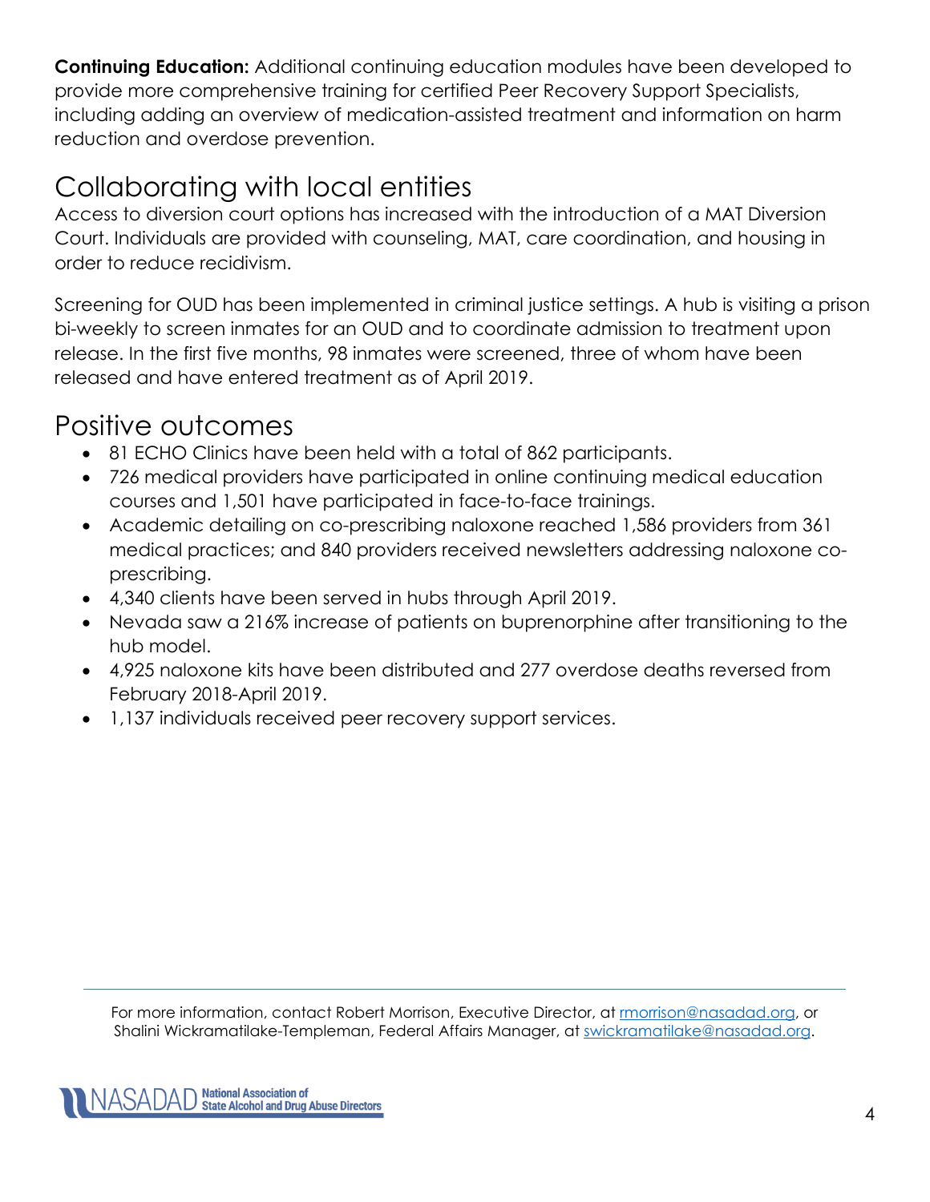**Continuing Education:** Additional continuing education modules have been developed to provide more comprehensive training for certified Peer Recovery Support Specialists, including adding an overview of medication-assisted treatment and information on harm reduction and overdose prevention.

## Collaborating with local entities

Access to diversion court options has increased with the introduction of a MAT Diversion Court. Individuals are provided with counseling, MAT, care coordination, and housing in order to reduce recidivism.

Screening for OUD has been implemented in criminal justice settings. A hub is visiting a prison bi-weekly to screen inmates for an OUD and to coordinate admission to treatment upon release. In the first five months, 98 inmates were screened, three of whom have been released and have entered treatment as of April 2019.

## Positive outcomes

- 81 ECHO Clinics have been held with a total of 862 participants.
- 726 medical providers have participated in online continuing medical education courses and 1,501 have participated in face-to-face trainings.
- Academic detailing on co-prescribing naloxone reached 1,586 providers from 361 medical practices; and 840 providers received newsletters addressing naloxone co-prescribing.
- 4,340 clients have been served in hubs through April 2019.
- Nevada saw a 216% increase of patients on buprenorphine after transitioning to the hub model.
- 4,925 naloxone kits have been distributed and 277 overdose deaths reversed from February 2018-April 2019.
- 1,137 individuals received peer recovery support services.

For more information, contact Robert Morrison, Executive Director, at rmorrison@nasadad.org, or Shalini Wickramatilake-Templeman, Federal Affairs Manager, at swickramatilake@nasadad.org.

NASADAD National Association of State Alcohol and Drug Abuse Directors